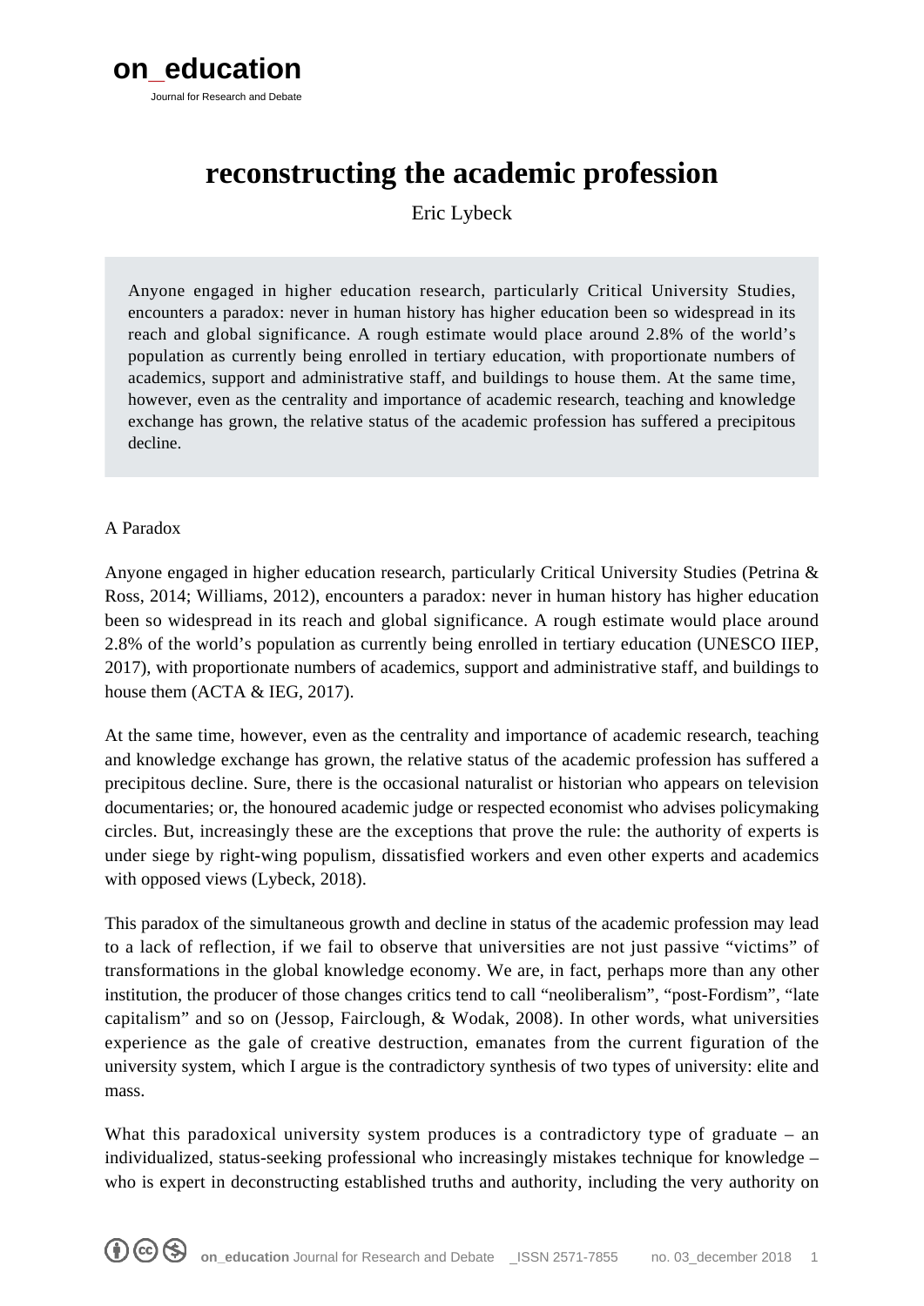on_education

Journal for Research and Debate

# reconstructing the academic profession

Eric Lybeck

> Anyone engaged in higher education research, particularly Critical University Studies, encounters a paradox: never in human history has higher education been so widespread in its reach and global significance. A rough estimate would place around 2.8% of the world's population as currently being enrolled in tertiary education, with proportionate numbers of academics, support and administrative staff, and buildings to house them. At the same time, however, even as the centrality and importance of academic research, teaching and knowledge exchange has grown, the relative status of the academic profession has suffered a precipitous decline.

## A Paradox

Anyone engaged in higher education research, particularly Critical University Studies (Petrina & Ross, 2014; Williams, 2012), encounters a paradox: never in human history has higher education been so widespread in its reach and global significance. A rough estimate would place around 2.8% of the world's population as currently being enrolled in tertiary education (UNESCO IIEP, 2017), with proportionate numbers of academics, support and administrative staff, and buildings to house them (ACTA & IEG, 2017).

At the same time, however, even as the centrality and importance of academic research, teaching and knowledge exchange has grown, the relative status of the academic profession has suffered a precipitous decline. Sure, there is the occasional naturalist or historian who appears on television documentaries; or, the honoured academic judge or respected economist who advises policymaking circles. But, increasingly these are the exceptions that prove the rule: the authority of experts is under siege by right-wing populism, dissatisfied workers and even other experts and academics with opposed views (Lybeck, 2018).

This paradox of the simultaneous growth and decline in status of the academic profession may lead to a lack of reflection, if we fail to observe that universities are not just passive "victims" of transformations in the global knowledge economy. We are, in fact, perhaps more than any other institution, the producer of those changes critics tend to call "neoliberalism", "post-Fordism", "late capitalism" and so on (Jessop, Fairclough, & Wodak, 2008). In other words, what universities experience as the gale of creative destruction, emanates from the current figuration of the university system, which I argue is the contradictory synthesis of two types of university: elite and mass.

What this paradoxical university system produces is a contradictory type of graduate – an individualized, status-seeking professional who increasingly mistakes technique for knowledge – who is expert in deconstructing established truths and authority, including the very authority on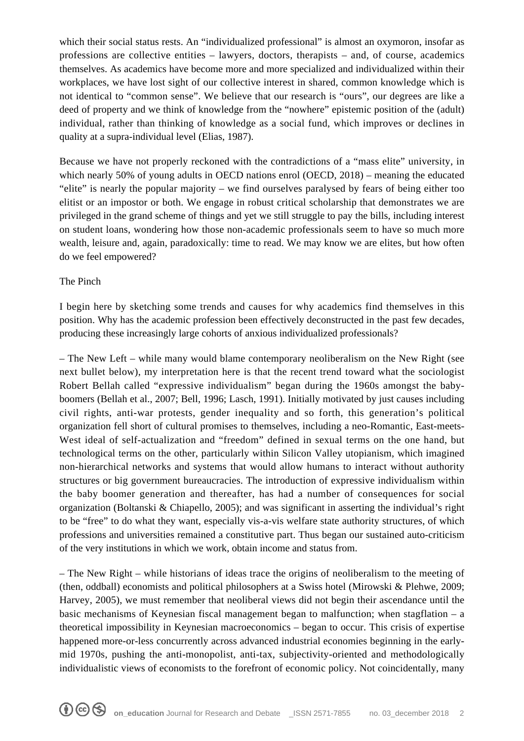which their social status rests. An "individualized professional" is almost an oxymoron, insofar as professions are collective entities – lawyers, doctors, therapists – and, of course, academics themselves. As academics have become more and more specialized and individualized within their workplaces, we have lost sight of our collective interest in shared, common knowledge which is not identical to "common sense". We believe that our research is "ours", our degrees are like a deed of property and we think of knowledge from the "nowhere" epistemic position of the (adult) individual, rather than thinking of knowledge as a social fund, which improves or declines in quality at a supra-individual level (Elias, 1987).

Because we have not properly reckoned with the contradictions of a "mass elite" university, in which nearly 50% of young adults in OECD nations enrol (OECD, 2018) – meaning the educated "elite" is nearly the popular majority – we find ourselves paralysed by fears of being either too elitist or an impostor or both. We engage in robust critical scholarship that demonstrates we are privileged in the grand scheme of things and yet we still struggle to pay the bills, including interest on student loans, wondering how those non-academic professionals seem to have so much more wealth, leisure and, again, paradoxically: time to read. We may know we are elites, but how often do we feel empowered?

## The Pinch

I begin here by sketching some trends and causes for why academics find themselves in this position. Why has the academic profession been effectively deconstructed in the past few decades, producing these increasingly large cohorts of anxious individualized professionals?

– The New Left – while many would blame contemporary neoliberalism on the New Right (see next bullet below), my interpretation here is that the recent trend toward what the sociologist Robert Bellah called "expressive individualism" began during the 1960s amongst the baby-boomers (Bellah et al., 2007; Bell, 1996; Lasch, 1991). Initially motivated by just causes including civil rights, anti-war protests, gender inequality and so forth, this generation's political organization fell short of cultural promises to themselves, including a neo-Romantic, East-meets-West ideal of self-actualization and "freedom" defined in sexual terms on the one hand, but technological terms on the other, particularly within Silicon Valley utopianism, which imagined non-hierarchical networks and systems that would allow humans to interact without authority structures or big government bureaucracies. The introduction of expressive individualism within the baby boomer generation and thereafter, has had a number of consequences for social organization (Boltanski & Chiapello, 2005); and was significant in asserting the individual's right to be "free" to do what they want, especially vis-a-vis welfare state authority structures, of which professions and universities remained a constitutive part. Thus began our sustained auto-criticism of the very institutions in which we work, obtain income and status from.

– The New Right – while historians of ideas trace the origins of neoliberalism to the meeting of (then, oddball) economists and political philosophers at a Swiss hotel (Mirowski & Plehwe, 2009; Harvey, 2005), we must remember that neoliberal views did not begin their ascendance until the basic mechanisms of Keynesian fiscal management began to malfunction; when stagflation – a theoretical impossibility in Keynesian macroeconomics – began to occur. This crisis of expertise happened more-or-less concurrently across advanced industrial economies beginning in the early-mid 1970s, pushing the anti-monopolist, anti-tax, subjectivity-oriented and methodologically individualistic views of economists to the forefront of economic policy. Not coincidentally, many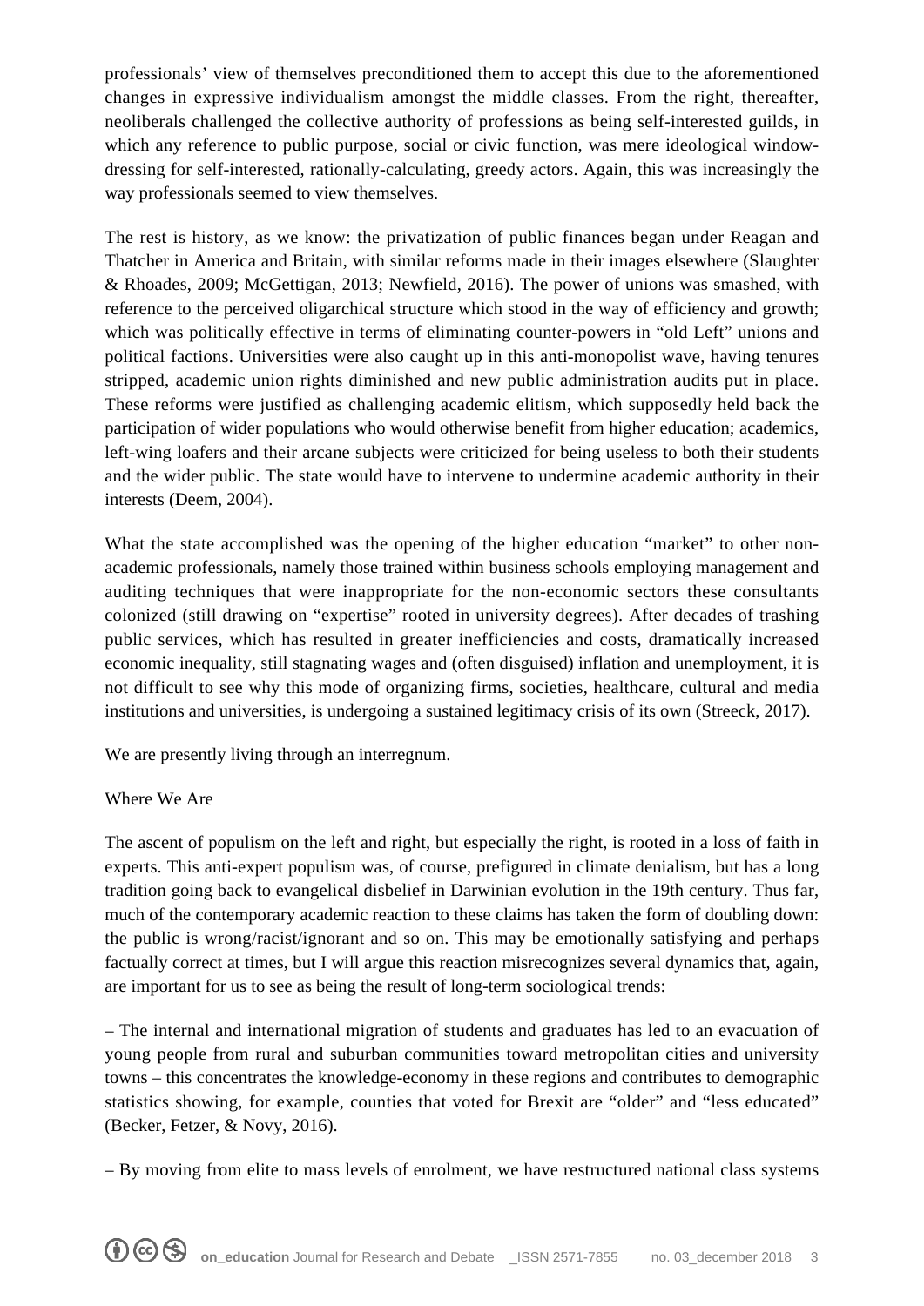professionals' view of themselves preconditioned them to accept this due to the aforementioned changes in expressive individualism amongst the middle classes. From the right, thereafter, neoliberals challenged the collective authority of professions as being self-interested guilds, in which any reference to public purpose, social or civic function, was mere ideological window-dressing for self-interested, rationally-calculating, greedy actors. Again, this was increasingly the way professionals seemed to view themselves.

The rest is history, as we know: the privatization of public finances began under Reagan and Thatcher in America and Britain, with similar reforms made in their images elsewhere (Slaughter & Rhoades, 2009; McGettigan, 2013; Newfield, 2016). The power of unions was smashed, with reference to the perceived oligarchical structure which stood in the way of efficiency and growth; which was politically effective in terms of eliminating counter-powers in "old Left" unions and political factions. Universities were also caught up in this anti-monopolist wave, having tenures stripped, academic union rights diminished and new public administration audits put in place. These reforms were justified as challenging academic elitism, which supposedly held back the participation of wider populations who would otherwise benefit from higher education; academics, left-wing loafers and their arcane subjects were criticized for being useless to both their students and the wider public. The state would have to intervene to undermine academic authority in their interests (Deem, 2004).

What the state accomplished was the opening of the higher education "market" to other non-academic professionals, namely those trained within business schools employing management and auditing techniques that were inappropriate for the non-economic sectors these consultants colonized (still drawing on "expertise" rooted in university degrees). After decades of trashing public services, which has resulted in greater inefficiencies and costs, dramatically increased economic inequality, still stagnating wages and (often disguised) inflation and unemployment, it is not difficult to see why this mode of organizing firms, societies, healthcare, cultural and media institutions and universities, is undergoing a sustained legitimacy crisis of its own (Streeck, 2017).

We are presently living through an interregnum.

## Where We Are

The ascent of populism on the left and right, but especially the right, is rooted in a loss of faith in experts. This anti-expert populism was, of course, prefigured in climate denialism, but has a long tradition going back to evangelical disbelief in Darwinian evolution in the 19th century. Thus far, much of the contemporary academic reaction to these claims has taken the form of doubling down: the public is wrong/racist/ignorant and so on. This may be emotionally satisfying and perhaps factually correct at times, but I will argue this reaction misrecognizes several dynamics that, again, are important for us to see as being the result of long-term sociological trends:

– The internal and international migration of students and graduates has led to an evacuation of young people from rural and suburban communities toward metropolitan cities and university towns – this concentrates the knowledge-economy in these regions and contributes to demographic statistics showing, for example, counties that voted for Brexit are "older" and "less educated" (Becker, Fetzer, & Novy, 2016).

– By moving from elite to mass levels of enrolment, we have restructured national class systems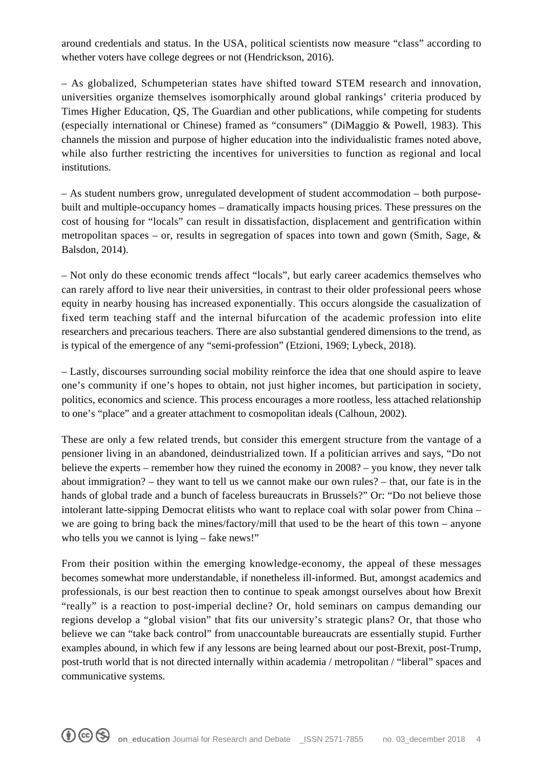around credentials and status. In the USA, political scientists now measure "class" according to whether voters have college degrees or not (Hendrickson, 2016).

– As globalized, Schumpeterian states have shifted toward STEM research and innovation, universities organize themselves isomorphically around global rankings' criteria produced by Times Higher Education, QS, The Guardian and other publications, while competing for students (especially international or Chinese) framed as "consumers" (DiMaggio & Powell, 1983). This channels the mission and purpose of higher education into the individualistic frames noted above, while also further restricting the incentives for universities to function as regional and local institutions.

– As student numbers grow, unregulated development of student accommodation – both purpose-built and multiple-occupancy homes – dramatically impacts housing prices. These pressures on the cost of housing for "locals" can result in dissatisfaction, displacement and gentrification within metropolitan spaces – or, results in segregation of spaces into town and gown (Smith, Sage, & Balsdon, 2014).

– Not only do these economic trends affect "locals", but early career academics themselves who can rarely afford to live near their universities, in contrast to their older professional peers whose equity in nearby housing has increased exponentially. This occurs alongside the casualization of fixed term teaching staff and the internal bifurcation of the academic profession into elite researchers and precarious teachers. There are also substantial gendered dimensions to the trend, as is typical of the emergence of any "semi-profession" (Etzioni, 1969; Lybeck, 2018).

– Lastly, discourses surrounding social mobility reinforce the idea that one should aspire to leave one's community if one's hopes to obtain, not just higher incomes, but participation in society, politics, economics and science. This process encourages a more rootless, less attached relationship to one's "place" and a greater attachment to cosmopolitan ideals (Calhoun, 2002).

These are only a few related trends, but consider this emergent structure from the vantage of a pensioner living in an abandoned, deindustrialized town. If a politician arrives and says, "Do not believe the experts – remember how they ruined the economy in 2008? – you know, they never talk about immigration? – they want to tell us we cannot make our own rules? – that, our fate is in the hands of global trade and a bunch of faceless bureaucrats in Brussels?" Or: "Do not believe those intolerant latte-sipping Democrat elitists who want to replace coal with solar power from China – we are going to bring back the mines/factory/mill that used to be the heart of this town – anyone who tells you we cannot is lying – fake news!"

From their position within the emerging knowledge-economy, the appeal of these messages becomes somewhat more understandable, if nonetheless ill-informed. But, amongst academics and professionals, is our best reaction then to continue to speak amongst ourselves about how Brexit "really" is a reaction to post-imperial decline? Or, hold seminars on campus demanding our regions develop a "global vision" that fits our university's strategic plans? Or, that those who believe we can "take back control" from unaccountable bureaucrats are essentially stupid. Further examples abound, in which few if any lessons are being learned about our post-Brexit, post-Trump, post-truth world that is not directed internally within academia / metropolitan / "liberal" spaces and communicative systems.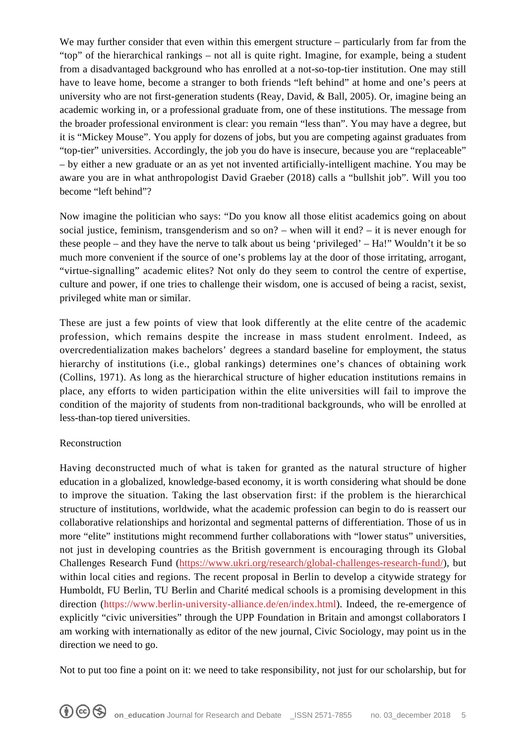We may further consider that even within this emergent structure – particularly from far from the "top" of the hierarchical rankings – not all is quite right. Imagine, for example, being a student from a disadvantaged background who has enrolled at a not-so-top-tier institution. One may still have to leave home, become a stranger to both friends "left behind" at home and one's peers at university who are not first-generation students (Reay, David, & Ball, 2005). Or, imagine being an academic working in, or a professional graduate from, one of these institutions. The message from the broader professional environment is clear: you remain "less than". You may have a degree, but it is "Mickey Mouse". You apply for dozens of jobs, but you are competing against graduates from "top-tier" universities. Accordingly, the job you do have is insecure, because you are "replaceable" – by either a new graduate or an as yet not invented artificially-intelligent machine. You may be aware you are in what anthropologist David Graeber (2018) calls a "bullshit job". Will you too become "left behind"?

Now imagine the politician who says: "Do you know all those elitist academics going on about social justice, feminism, transgenderism and so on? – when will it end? – it is never enough for these people – and they have the nerve to talk about us being 'privileged' – Ha!" Wouldn't it be so much more convenient if the source of one's problems lay at the door of those irritating, arrogant, "virtue-signalling" academic elites? Not only do they seem to control the centre of expertise, culture and power, if one tries to challenge their wisdom, one is accused of being a racist, sexist, privileged white man or similar.

These are just a few points of view that look differently at the elite centre of the academic profession, which remains despite the increase in mass student enrolment. Indeed, as overcredentialization makes bachelors' degrees a standard baseline for employment, the status hierarchy of institutions (i.e., global rankings) determines one's chances of obtaining work (Collins, 1971). As long as the hierarchical structure of higher education institutions remains in place, any efforts to widen participation within the elite universities will fail to improve the condition of the majority of students from non-traditional backgrounds, who will be enrolled at less-than-top tiered universities.

## Reconstruction

Having deconstructed much of what is taken for granted as the natural structure of higher education in a globalized, knowledge-based economy, it is worth considering what should be done to improve the situation. Taking the last observation first: if the problem is the hierarchical structure of institutions, worldwide, what the academic profession can begin to do is reassert our collaborative relationships and horizontal and segmental patterns of differentiation. Those of us in more "elite" institutions might recommend further collaborations with "lower status" universities, not just in developing countries as the British government is encouraging through its Global Challenges Research Fund (https://www.ukri.org/research/global-challenges-research-fund/), but within local cities and regions. The recent proposal in Berlin to develop a citywide strategy for Humboldt, FU Berlin, TU Berlin and Charité medical schools is a promising development in this direction (https://www.berlin-university-alliance.de/en/index.html). Indeed, the re-emergence of explicitly "civic universities" through the UPP Foundation in Britain and amongst collaborators I am working with internationally as editor of the new journal, Civic Sociology, may point us in the direction we need to go.

Not to put too fine a point on it: we need to take responsibility, not just for our scholarship, but for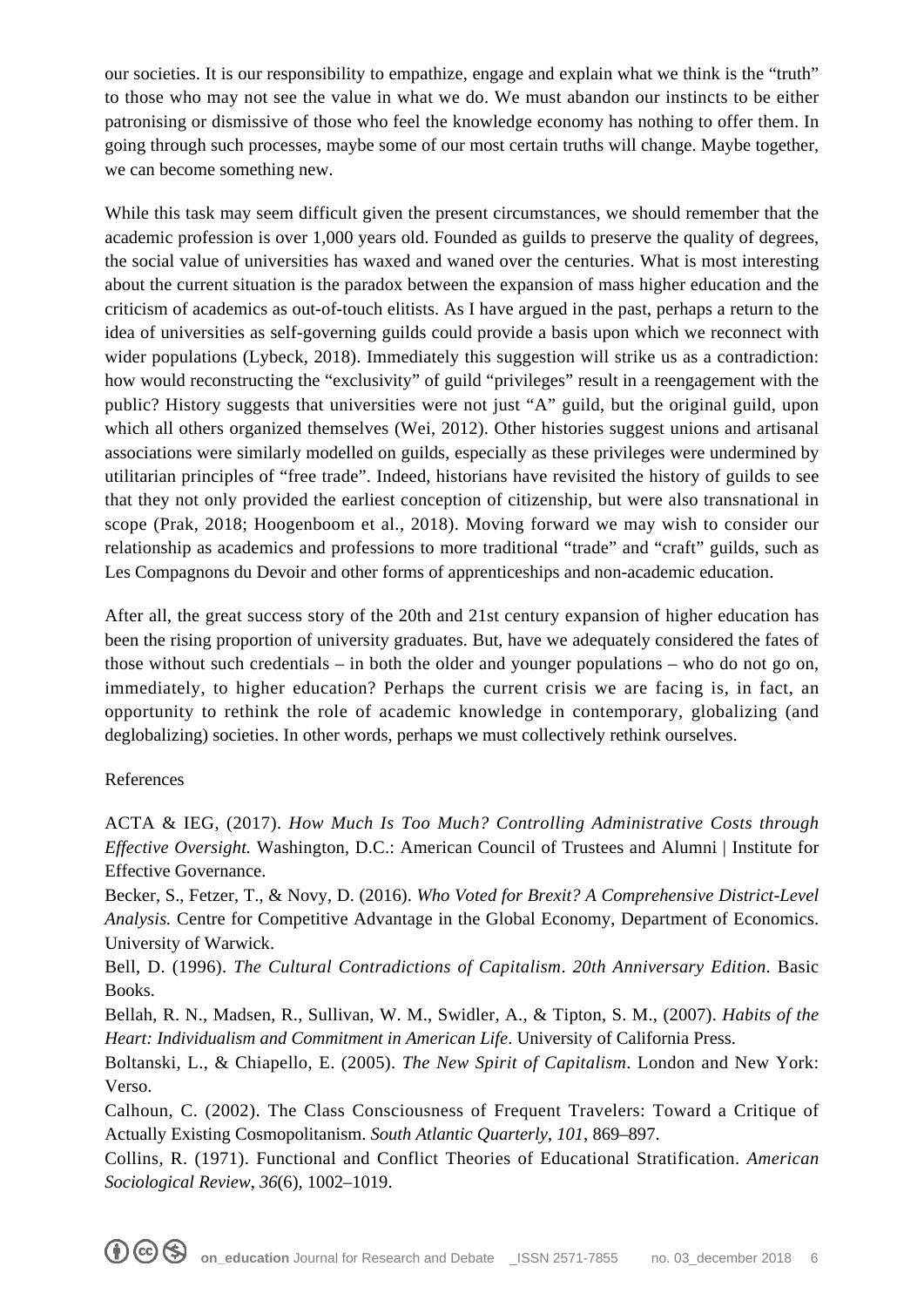our societies. It is our responsibility to empathize, engage and explain what we think is the "truth" to those who may not see the value in what we do. We must abandon our instincts to be either patronising or dismissive of those who feel the knowledge economy has nothing to offer them. In going through such processes, maybe some of our most certain truths will change. Maybe together, we can become something new.

While this task may seem difficult given the present circumstances, we should remember that the academic profession is over 1,000 years old. Founded as guilds to preserve the quality of degrees, the social value of universities has waxed and waned over the centuries. What is most interesting about the current situation is the paradox between the expansion of mass higher education and the criticism of academics as out-of-touch elitists. As I have argued in the past, perhaps a return to the idea of universities as self-governing guilds could provide a basis upon which we reconnect with wider populations (Lybeck, 2018). Immediately this suggestion will strike us as a contradiction: how would reconstructing the "exclusivity" of guild "privileges" result in a reengagement with the public? History suggests that universities were not just "A" guild, but the original guild, upon which all others organized themselves (Wei, 2012). Other histories suggest unions and artisanal associations were similarly modelled on guilds, especially as these privileges were undermined by utilitarian principles of "free trade". Indeed, historians have revisited the history of guilds to see that they not only provided the earliest conception of citizenship, but were also transnational in scope (Prak, 2018; Hoogenboom et al., 2018). Moving forward we may wish to consider our relationship as academics and professions to more traditional "trade" and "craft" guilds, such as Les Compagnons du Devoir and other forms of apprenticeships and non-academic education.

After all, the great success story of the 20th and 21st century expansion of higher education has been the rising proportion of university graduates. But, have we adequately considered the fates of those without such credentials – in both the older and younger populations – who do not go on, immediately, to higher education? Perhaps the current crisis we are facing is, in fact, an opportunity to rethink the role of academic knowledge in contemporary, globalizing (and deglobalizing) societies. In other words, perhaps we must collectively rethink ourselves.

References

ACTA & IEG, (2017). *How Much Is Too Much? Controlling Administrative Costs through Effective Oversight.* Washington, D.C.: American Council of Trustees and Alumni | Institute for Effective Governance.

Becker, S., Fetzer, T., & Novy, D. (2016). *Who Voted for Brexit? A Comprehensive District-Level Analysis.* Centre for Competitive Advantage in the Global Economy, Department of Economics. University of Warwick.

Bell, D. (1996). *The Cultural Contradictions of Capitalism*. *20th Anniversary Edition*. Basic Books.

Bellah, R. N., Madsen, R., Sullivan, W. M., Swidler, A., & Tipton, S. M., (2007). *Habits of the Heart: Individualism and Commitment in American Life*. University of California Press.

Boltanski, L., & Chiapello, E. (2005). *The New Spirit of Capitalism*. London and New York: Verso.

Calhoun, C. (2002). The Class Consciousness of Frequent Travelers: Toward a Critique of Actually Existing Cosmopolitanism. *South Atlantic Quarterly*, *101*, 869–897.

Collins, R. (1971). Functional and Conflict Theories of Educational Stratification. *American Sociological Review*, *36*(6), 1002–1019.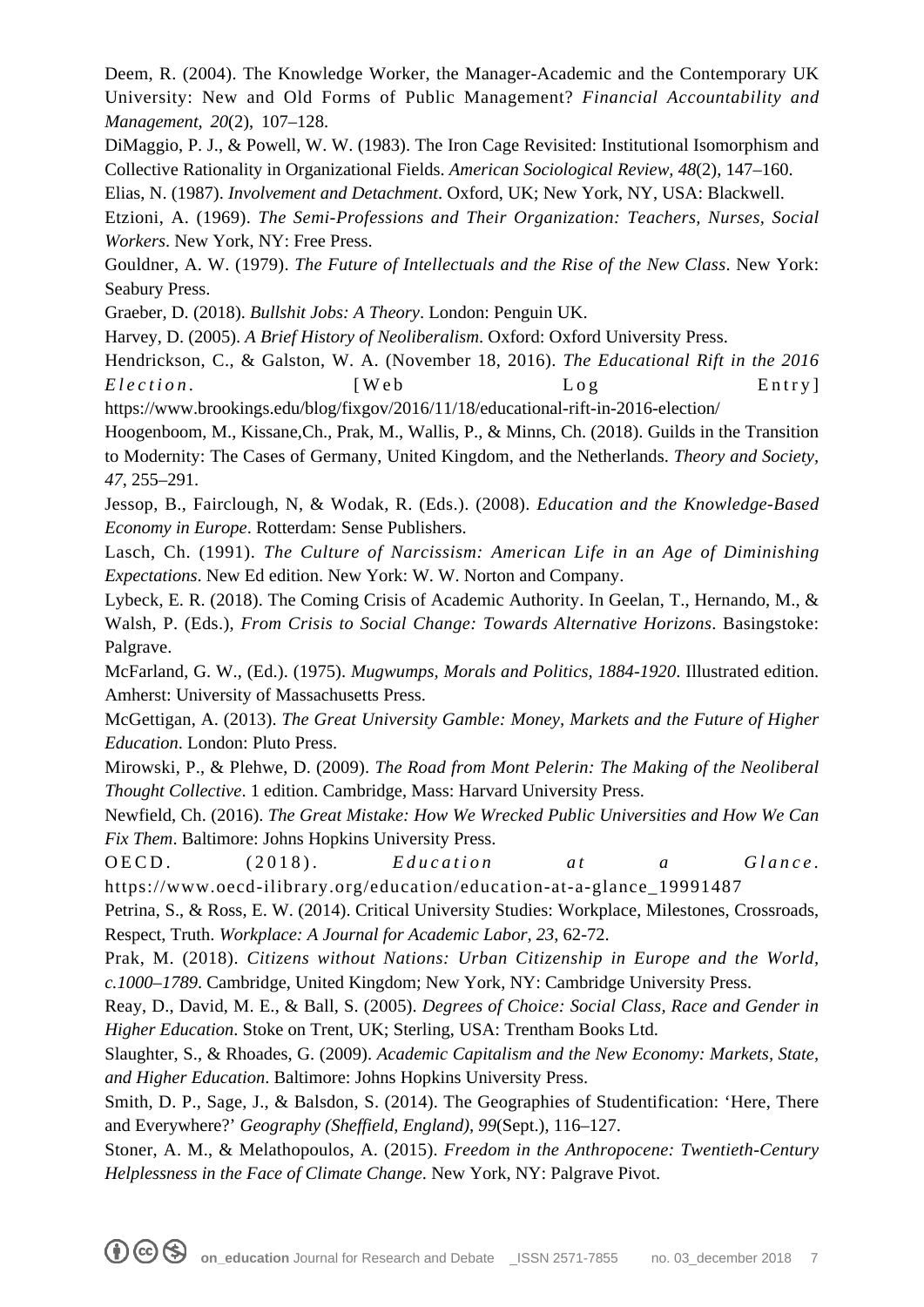Deem, R. (2004). The Knowledge Worker, the Manager-Academic and the Contemporary UK University: New and Old Forms of Public Management? *Financial Accountability and Management, 20*(2), 107–128.

DiMaggio, P. J., & Powell, W. W. (1983). The Iron Cage Revisited: Institutional Isomorphism and Collective Rationality in Organizational Fields. *American Sociological Review, 48*(2), 147–160.

Elias, N. (1987). *Involvement and Detachment*. Oxford, UK; New York, NY, USA: Blackwell.

Etzioni, A. (1969). *The Semi-Professions and Their Organization: Teachers, Nurses, Social Workers*. New York, NY: Free Press.

Gouldner, A. W. (1979). *The Future of Intellectuals and the Rise of the New Class*. New York: Seabury Press.

Graeber, D. (2018). *Bullshit Jobs: A Theory*. London: Penguin UK.

Harvey, D. (2005). *A Brief History of Neoliberalism*. Oxford: Oxford University Press.

Hendrickson, C., & Galston, W. A. (November 18, 2016). *The Educational Rift in the 2016 Election*. [Web Log Entry] https://www.brookings.edu/blog/fixgov/2016/11/18/educational-rift-in-2016-election/

Hoogenboom, M., Kissane,Ch., Prak, M., Wallis, P., & Minns, Ch. (2018). Guilds in the Transition to Modernity: The Cases of Germany, United Kingdom, and the Netherlands. *Theory and Society, 47*, 255–291.

Jessop, B., Fairclough, N, & Wodak, R. (Eds.). (2008). *Education and the Knowledge-Based Economy in Europe*. Rotterdam: Sense Publishers.

Lasch, Ch. (1991). *The Culture of Narcissism: American Life in an Age of Diminishing Expectations*. New Ed edition. New York: W. W. Norton and Company.

Lybeck, E. R. (2018). The Coming Crisis of Academic Authority. In Geelan, T., Hernando, M., & Walsh, P. (Eds.), *From Crisis to Social Change: Towards Alternative Horizons*. Basingstoke: Palgrave.

McFarland, G. W., (Ed.). (1975). *Mugwumps, Morals and Politics, 1884-1920*. Illustrated edition. Amherst: University of Massachusetts Press.

McGettigan, A. (2013). *The Great University Gamble: Money, Markets and the Future of Higher Education*. London: Pluto Press.

Mirowski, P., & Plehwe, D. (2009). *The Road from Mont Pelerin: The Making of the Neoliberal Thought Collective*. 1 edition. Cambridge, Mass: Harvard University Press.

Newfield, Ch. (2016). *The Great Mistake: How We Wrecked Public Universities and How We Can Fix Them*. Baltimore: Johns Hopkins University Press.

OECD. (2018). *Education at a Glance*. https://www.oecd-ilibrary.org/education/education-at-a-glance_19991487

Petrina, S., & Ross, E. W. (2014). Critical University Studies: Workplace, Milestones, Crossroads, Respect, Truth. *Workplace: A Journal for Academic Labor, 23*, 62-72.

Prak, M. (2018). *Citizens without Nations: Urban Citizenship in Europe and the World, c.1000–1789*. Cambridge, United Kingdom; New York, NY: Cambridge University Press.

Reay, D., David, M. E., & Ball, S. (2005). *Degrees of Choice: Social Class, Race and Gender in Higher Education*. Stoke on Trent, UK; Sterling, USA: Trentham Books Ltd.

Slaughter, S., & Rhoades, G. (2009). *Academic Capitalism and the New Economy: Markets, State, and Higher Education*. Baltimore: Johns Hopkins University Press.

Smith, D. P., Sage, J., & Balsdon, S. (2014). The Geographies of Studentification: 'Here, There and Everywhere?' *Geography (Sheffield, England), 99*(Sept.), 116–127.

Stoner, A. M., & Melathopoulos, A. (2015). *Freedom in the Anthropocene: Twentieth-Century Helplessness in the Face of Climate Change*. New York, NY: Palgrave Pivot.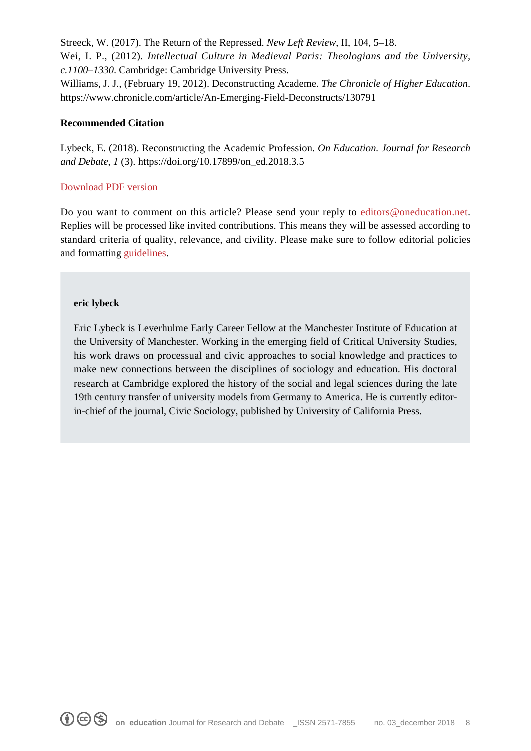Streeck, W. (2017). The Return of the Repressed. *New Left Review*, II, 104, 5–18.

Wei, I. P., (2012). *Intellectual Culture in Medieval Paris: Theologians and the University, c.1100–1330*. Cambridge: Cambridge University Press.

Williams, J. J., (February 19, 2012). Deconstructing Academe. *The Chronicle of Higher Education*. https://www.chronicle.com/article/An-Emerging-Field-Deconstructs/130791

**Recommended Citation**

Lybeck, E. (2018). Reconstructing the Academic Profession. *On Education. Journal for Research and Debate*, *1* (3). https://doi.org/10.17899/on_ed.2018.3.5

Download PDF version

Do you want to comment on this article? Please send your reply to editors@oneducation.net. Replies will be processed like invited contributions. This means they will be assessed according to standard criteria of quality, relevance, and civility. Please make sure to follow editorial policies and formatting guidelines.

**eric lybeck**

Eric Lybeck is Leverhulme Early Career Fellow at the Manchester Institute of Education at the University of Manchester. Working in the emerging field of Critical University Studies, his work draws on processual and civic approaches to social knowledge and practices to make new connections between the disciplines of sociology and education. His doctoral research at Cambridge explored the history of the social and legal sciences during the late 19th century transfer of university models from Germany to America. He is currently editor-in-chief of the journal, Civic Sociology, published by University of California Press.